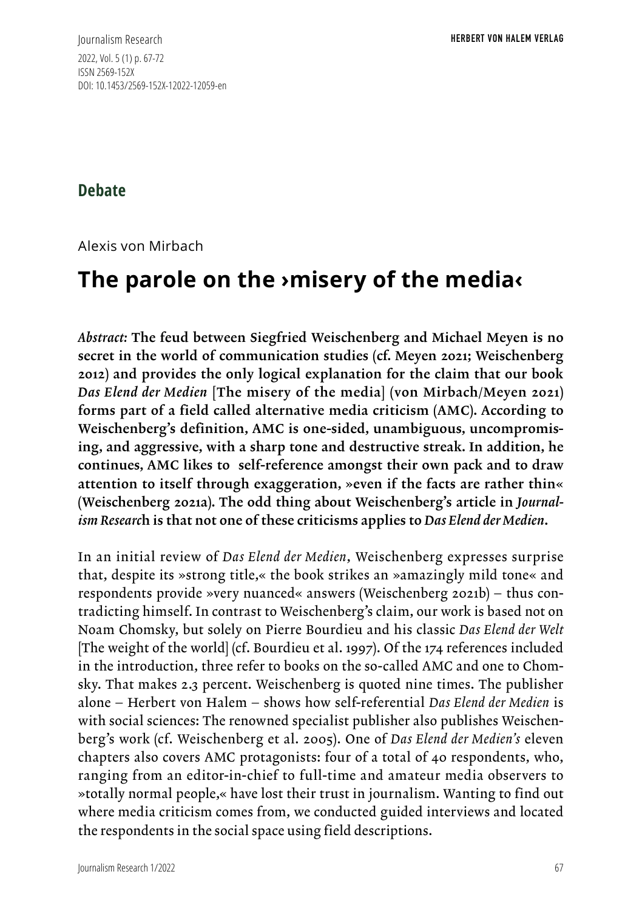## Debate

Alexis von Mirbach

# The parole on the ›misery of the media‹

***Abstract:*** **The feud between Siegfried Weischenberg and Michael Meyen is no secret in the world of communication studies (cf. Meyen 2021; Weischenberg 2012) and provides the only logical explanation for the claim that our book *Das Elend der Medien* [The misery of the media] (von Mirbach/Meyen 2021) forms part of a field called alternative media criticism (AMC). According to Weischenberg's definition, AMC is one-sided, unambiguous, uncompromising, and aggressive, with a sharp tone and destructive streak. In addition, he continues, AMC likes to self-reference amongst their own pack and to draw attention to itself through exaggeration, »even if the facts are rather thin« (Weischenberg 2021a). The odd thing about Weischenberg's article in *Journalism Researc*h is that not one of these criticisms applies to *Das Elend der Medien*.**

In an initial review of *Das Elend der Medien*, Weischenberg expresses surprise that, despite its »strong title,« the book strikes an »amazingly mild tone« and respondents provide »very nuanced« answers (Weischenberg 2021b) – thus contradicting himself. In contrast to Weischenberg's claim, our work is based not on Noam Chomsky, but solely on Pierre Bourdieu and his classic *Das Elend der Welt* [The weight of the world] (cf. Bourdieu et al. 1997). Of the 174 references included in the introduction, three refer to books on the so-called AMC and one to Chomsky. That makes 2.3 percent. Weischenberg is quoted nine times. The publisher alone – Herbert von Halem – shows how self-referential *Das Elend der Medien* is with social sciences: The renowned specialist publisher also publishes Weischenberg's work (cf. Weischenberg et al. 2005). One of *Das Elend der Medien's* eleven chapters also covers AMC protagonists: four of a total of 40 respondents, who, ranging from an editor-in-chief to full-time and amateur media observers to »totally normal people,« have lost their trust in journalism. Wanting to find out where media criticism comes from, we conducted guided interviews and located the respondents in the social space using field descriptions.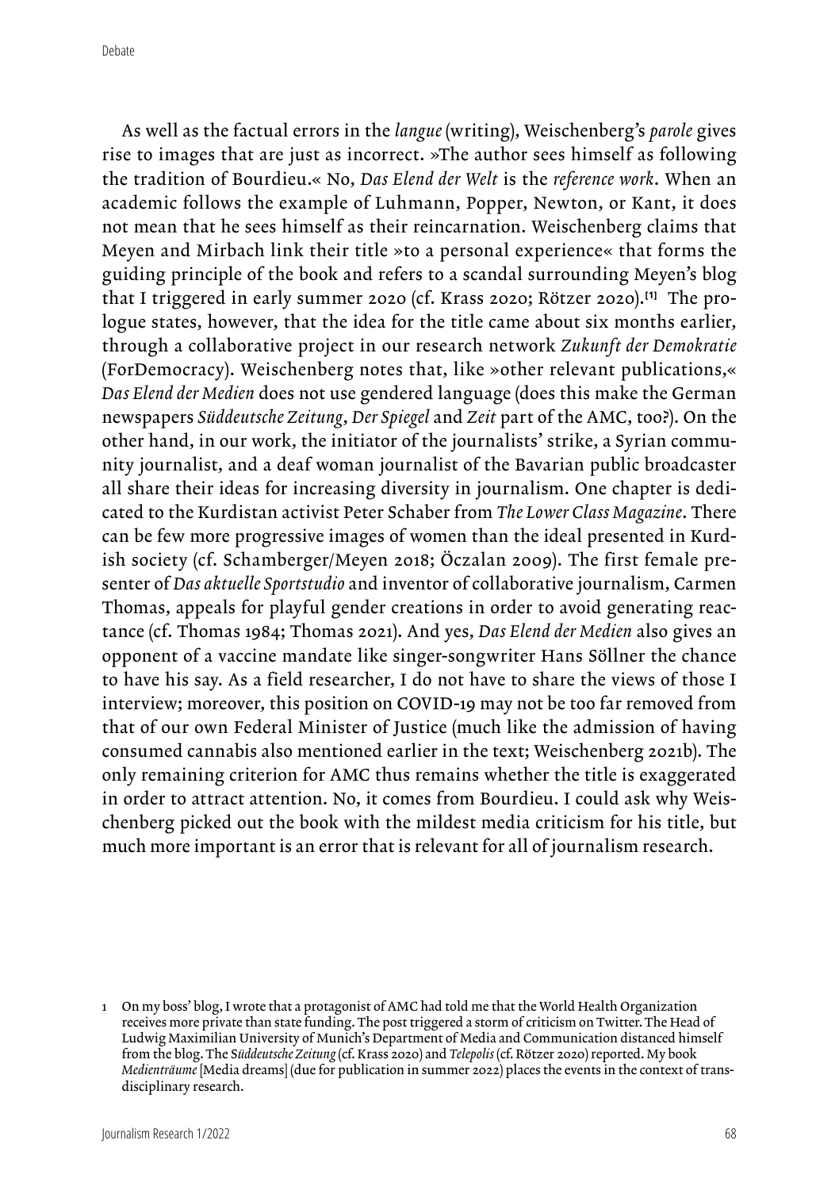As well as the factual errors in the *langue* (writing), Weischenberg's *parole* gives rise to images that are just as incorrect. »The author sees himself as following the tradition of Bourdieu.« No, *Das Elend der Welt* is the *reference work*. When an academic follows the example of Luhmann, Popper, Newton, or Kant, it does not mean that he sees himself as their reincarnation. Weischenberg claims that Meyen and Mirbach link their title »to a personal experience« that forms the guiding principle of the book and refers to a scandal surrounding Meyen's blog that I triggered in early summer 2020 (cf. Krass 2020; Rötzer 2020).[1] The prologue states, however, that the idea for the title came about six months earlier, through a collaborative project in our research network *Zukunft der Demokratie* (ForDemocracy). Weischenberg notes that, like »other relevant publications,« *Das Elend der Medien* does not use gendered language (does this make the German newspapers *Süddeutsche Zeitung*, *Der Spiegel* and *Zeit* part of the AMC, too?). On the other hand, in our work, the initiator of the journalists' strike, a Syrian community journalist, and a deaf woman journalist of the Bavarian public broadcaster all share their ideas for increasing diversity in journalism. One chapter is dedicated to the Kurdistan activist Peter Schaber from *The Lower Class Magazine*. There can be few more progressive images of women than the ideal presented in Kurdish society (cf. Schamberger/Meyen 2018; Öczalan 2009). The first female presenter of *Das aktuelle Sportstudio* and inventor of collaborative journalism, Carmen Thomas, appeals for playful gender creations in order to avoid generating reactance (cf. Thomas 1984; Thomas 2021). And yes, *Das Elend der Medien* also gives an opponent of a vaccine mandate like singer-songwriter Hans Söllner the chance to have his say. As a field researcher, I do not have to share the views of those I interview; moreover, this position on COVID-19 may not be too far removed from that of our own Federal Minister of Justice (much like the admission of having consumed cannabis also mentioned earlier in the text; Weischenberg 2021b). The only remaining criterion for AMC thus remains whether the title is exaggerated in order to attract attention. No, it comes from Bourdieu. I could ask why Weischenberg picked out the book with the mildest media criticism for his title, but much more important is an error that is relevant for all of journalism research.

1 On my boss' blog, I wrote that a protagonist of AMC had told me that the World Health Organization receives more private than state funding. The post triggered a storm of criticism on Twitter. The Head of Ludwig Maximilian University of Munich's Department of Media and Communication distanced himself from the blog. The *Süddeutsche Zeitung* (cf. Krass 2020) and *Telepolis* (cf. Rötzer 2020) reported. My book *Medienträume* [Media dreams] (due for publication in summer 2022) places the events in the context of transdisciplinary research.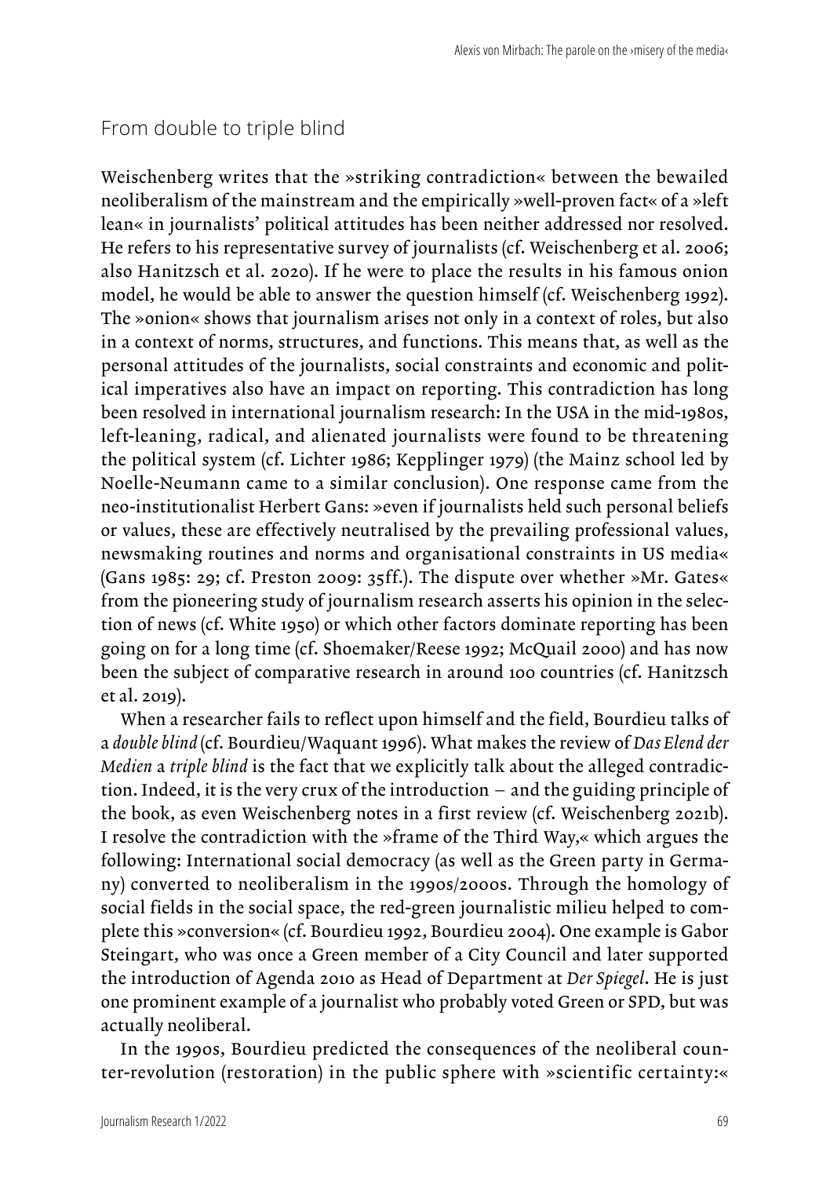## From double to triple blind

Weischenberg writes that the »striking contradiction« between the bewailed neoliberalism of the mainstream and the empirically »well-proven fact« of a »left lean« in journalists' political attitudes has been neither addressed nor resolved. He refers to his representative survey of journalists (cf. Weischenberg et al. 2006; also Hanitzsch et al. 2020). If he were to place the results in his famous onion model, he would be able to answer the question himself (cf. Weischenberg 1992). The »onion« shows that journalism arises not only in a context of roles, but also in a context of norms, structures, and functions. This means that, as well as the personal attitudes of the journalists, social constraints and economic and political imperatives also have an impact on reporting. This contradiction has long been resolved in international journalism research: In the USA in the mid-1980s, left-leaning, radical, and alienated journalists were found to be threatening the political system (cf. Lichter 1986; Kepplinger 1979) (the Mainz school led by Noelle-Neumann came to a similar conclusion). One response came from the neo-institutionalist Herbert Gans: »even if journalists held such personal beliefs or values, these are effectively neutralised by the prevailing professional values, newsmaking routines and norms and organisational constraints in US media« (Gans 1985: 29; cf. Preston 2009: 35ff.). The dispute over whether »Mr. Gates« from the pioneering study of journalism research asserts his opinion in the selection of news (cf. White 1950) or which other factors dominate reporting has been going on for a long time (cf. Shoemaker/Reese 1992; McQuail 2000) and has now been the subject of comparative research in around 100 countries (cf. Hanitzsch et al. 2019).

When a researcher fails to reflect upon himself and the field, Bourdieu talks of a *double blind* (cf. Bourdieu/Waquant 1996). What makes the review of *Das Elend der Medien* a *triple blind* is the fact that we explicitly talk about the alleged contradiction. Indeed, it is the very crux of the introduction – and the guiding principle of the book, as even Weischenberg notes in a first review (cf. Weischenberg 2021b). I resolve the contradiction with the »frame of the Third Way,« which argues the following: International social democracy (as well as the Green party in Germany) converted to neoliberalism in the 1990s/2000s. Through the homology of social fields in the social space, the red-green journalistic milieu helped to complete this »conversion« (cf. Bourdieu 1992, Bourdieu 2004). One example is Gabor Steingart, who was once a Green member of a City Council and later supported the introduction of Agenda 2010 as Head of Department at *Der Spiegel*. He is just one prominent example of a journalist who probably voted Green or SPD, but was actually neoliberal.

In the 1990s, Bourdieu predicted the consequences of the neoliberal counter-revolution (restoration) in the public sphere with »scientific certainty:«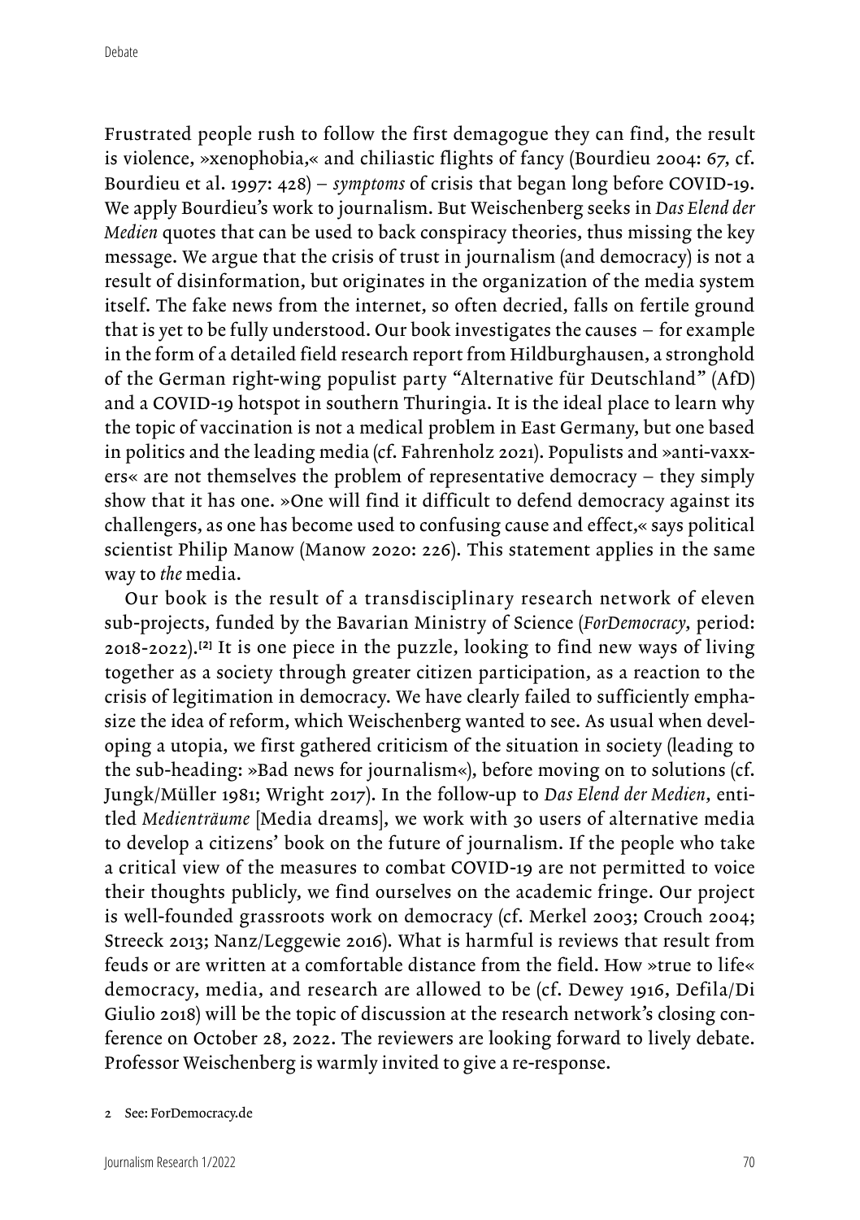Frustrated people rush to follow the first demagogue they can find, the result is violence, »xenophobia,« and chiliastic flights of fancy (Bourdieu 2004: 67, cf. Bourdieu et al. 1997: 428) – *symptoms* of crisis that began long before COVID-19. We apply Bourdieu's work to journalism. But Weischenberg seeks in *Das Elend der Medien* quotes that can be used to back conspiracy theories, thus missing the key message. We argue that the crisis of trust in journalism (and democracy) is not a result of disinformation, but originates in the organization of the media system itself. The fake news from the internet, so often decried, falls on fertile ground that is yet to be fully understood. Our book investigates the causes – for example in the form of a detailed field research report from Hildburghausen, a stronghold of the German right-wing populist party "Alternative für Deutschland" (AfD) and a COVID-19 hotspot in southern Thuringia. It is the ideal place to learn why the topic of vaccination is not a medical problem in East Germany, but one based in politics and the leading media (cf. Fahrenholz 2021). Populists and »anti-vaxxers« are not themselves the problem of representative democracy – they simply show that it has one. »One will find it difficult to defend democracy against its challengers, as one has become used to confusing cause and effect,« says political scientist Philip Manow (Manow 2020: 226). This statement applies in the same way to *the* media.

Our book is the result of a transdisciplinary research network of eleven sub-projects, funded by the Bavarian Ministry of Science (*ForDemocracy*, period: 2018-2022).[2] It is one piece in the puzzle, looking to find new ways of living together as a society through greater citizen participation, as a reaction to the crisis of legitimation in democracy. We have clearly failed to sufficiently emphasize the idea of reform, which Weischenberg wanted to see. As usual when developing a utopia, we first gathered criticism of the situation in society (leading to the sub-heading: »Bad news for journalism«), before moving on to solutions (cf. Jungk/Müller 1981; Wright 2017). In the follow-up to *Das Elend der Medien*, entitled *Medienträume* [Media dreams], we work with 30 users of alternative media to develop a citizens' book on the future of journalism. If the people who take a critical view of the measures to combat COVID-19 are not permitted to voice their thoughts publicly, we find ourselves on the academic fringe. Our project is well-founded grassroots work on democracy (cf. Merkel 2003; Crouch 2004; Streeck 2013; Nanz/Leggewie 2016). What is harmful is reviews that result from feuds or are written at a comfortable distance from the field. How »true to life« democracy, media, and research are allowed to be (cf. Dewey 1916, Defila/Di Giulio 2018) will be the topic of discussion at the research network's closing conference on October 28, 2022. The reviewers are looking forward to lively debate. Professor Weischenberg is warmly invited to give a re-response.

2 See: ForDemocracy.de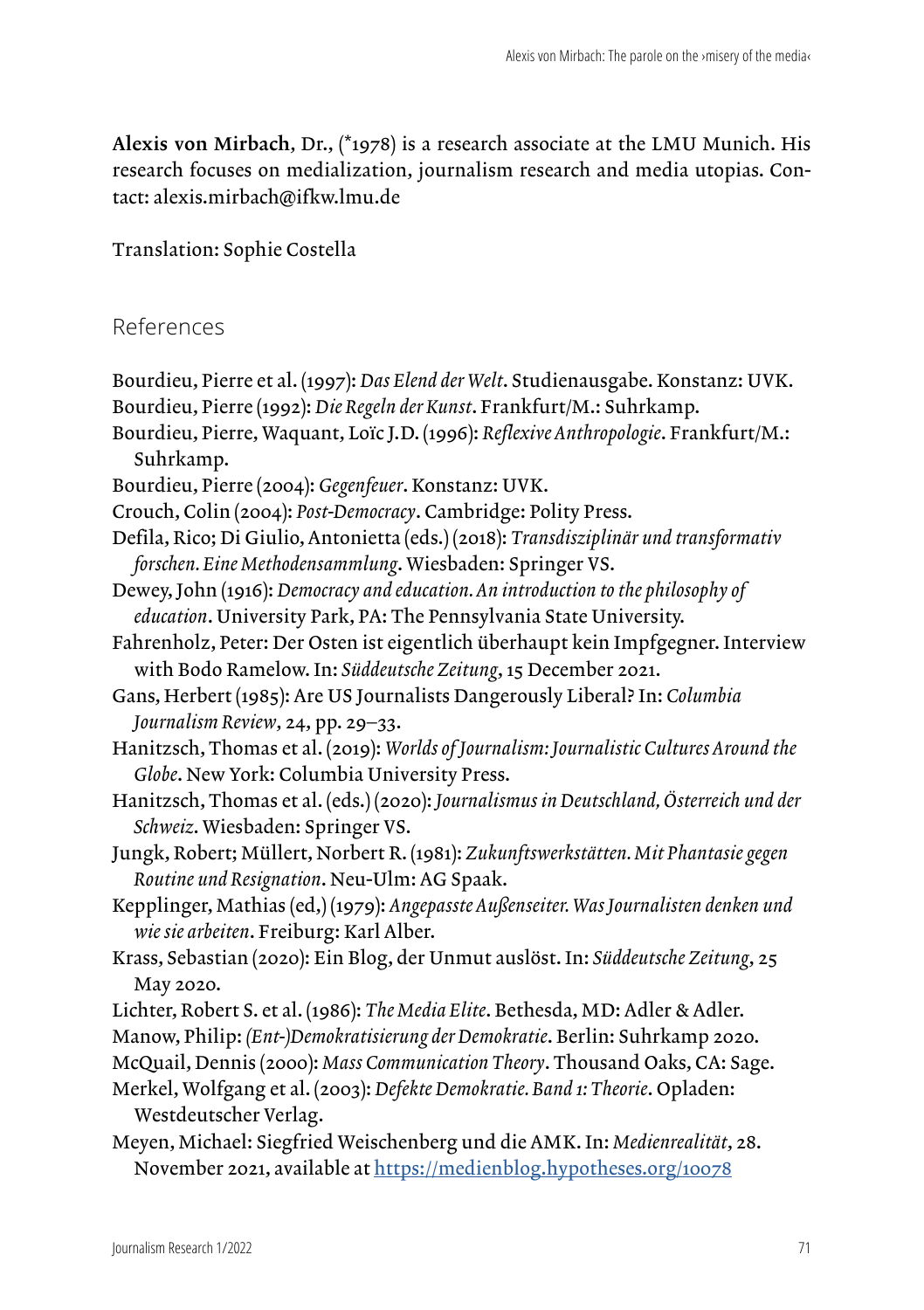**Alexis von Mirbach**, Dr., (*1978) is a research associate at the LMU Munich. His research focuses on medialization, journalism research and media utopias. Contact: alexis.mirbach@ifkw.lmu.de

Translation: Sophie Costella

## References

Bourdieu, Pierre et al. (1997): *Das Elend der Welt*. Studienausgabe. Konstanz: UVK.

Bourdieu, Pierre (1992): *Die Regeln der Kunst*. Frankfurt/M.: Suhrkamp.

Bourdieu, Pierre, Waquant, Loïc J.D. (1996): *Reflexive Anthropologie*. Frankfurt/M.: Suhrkamp.

Bourdieu, Pierre (2004): *Gegenfeuer*. Konstanz: UVK.

Crouch, Colin (2004): *Post-Democracy*. Cambridge: Polity Press.

Defila, Rico; Di Giulio, Antonietta (eds.) (2018): *Transdisziplinär und transformativ forschen. Eine Methodensammlung*. Wiesbaden: Springer VS.

Dewey, John (1916): *Democracy and education. An introduction to the philosophy of education*. University Park, PA: The Pennsylvania State University.

Fahrenholz, Peter: Der Osten ist eigentlich überhaupt kein Impfgegner. Interview with Bodo Ramelow. In: *Süddeutsche Zeitung*, 15 December 2021.

Gans, Herbert (1985): Are US Journalists Dangerously Liberal? In: *Columbia Journalism Review*, 24, pp. 29–33.

Hanitzsch, Thomas et al. (2019): *Worlds of Journalism: Journalistic Cultures Around the Globe*. New York: Columbia University Press.

Hanitzsch, Thomas et al. (eds.) (2020): *Journalismus in Deutschland, Österreich und der Schweiz*. Wiesbaden: Springer VS.

Jungk, Robert; Müllert, Norbert R. (1981): *Zukunftswerkstätten. Mit Phantasie gegen Routine und Resignation*. Neu-Ulm: AG Spaak.

Kepplinger, Mathias (ed,) (1979): *Angepasste Außenseiter. Was Journalisten denken und wie sie arbeiten*. Freiburg: Karl Alber.

Krass, Sebastian (2020): Ein Blog, der Unmut auslöst. In: *Süddeutsche Zeitung*, 25 May 2020.

Lichter, Robert S. et al. (1986): *The Media Elite*. Bethesda, MD: Adler & Adler.

Manow, Philip: *(Ent-)Demokratisierung der Demokratie*. Berlin: Suhrkamp 2020.

McQuail, Dennis (2000): *Mass Communication Theory*. Thousand Oaks, CA: Sage.

Merkel, Wolfgang et al. (2003): *Defekte Demokratie. Band 1: Theorie*. Opladen: Westdeutscher Verlag.

Meyen, Michael: Siegfried Weischenberg und die AMK. In: *Medienrealität*, 28. November 2021, available at https://medienblog.hypotheses.org/10078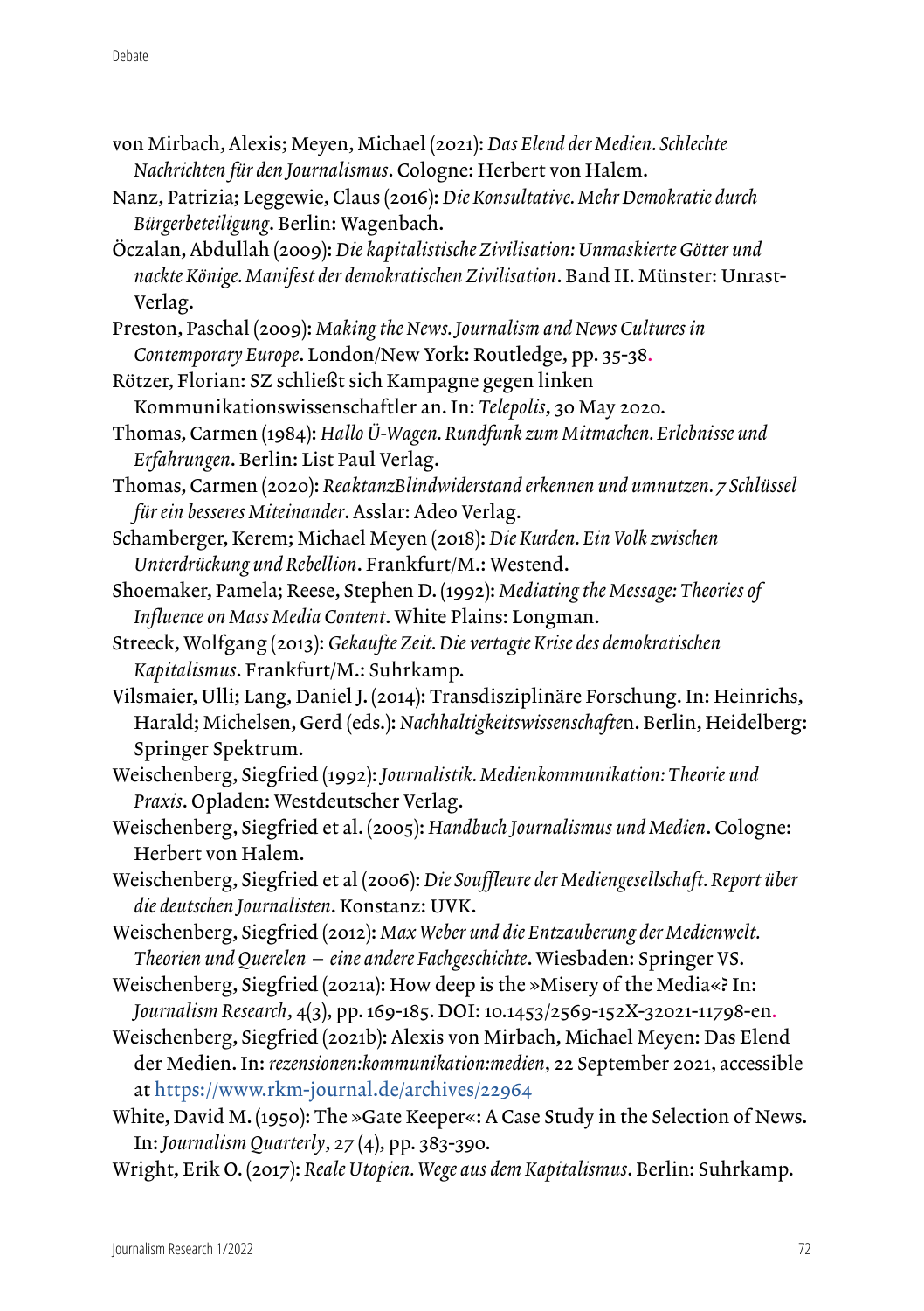von Mirbach, Alexis; Meyen, Michael (2021): *Das Elend der Medien. Schlechte Nachrichten für den Journalismus*. Cologne: Herbert von Halem.

Nanz, Patrizia; Leggewie, Claus (2016): *Die Konsultative. Mehr Demokratie durch Bürgerbeteiligung*. Berlin: Wagenbach.

Öczalan, Abdullah (2009): *Die kapitalistische Zivilisation: Unmaskierte Götter und nackte Könige. Manifest der demokratischen Zivilisation*. Band II. Münster: Unrast-Verlag.

Preston, Paschal (2009): *Making the News. Journalism and News Cultures in Contemporary Europe*. London/New York: Routledge, pp. 35-38.

Rötzer, Florian: SZ schließt sich Kampagne gegen linken Kommunikationswissenschaftler an. In: *Telepolis*, 30 May 2020.

Thomas, Carmen (1984): *Hallo Ü-Wagen. Rundfunk zum Mitmachen. Erlebnisse und Erfahrungen*. Berlin: List Paul Verlag.

Thomas, Carmen (2020): *ReaktanzBlindwiderstand erkennen und umnutzen. 7 Schlüssel für ein besseres Miteinander*. Asslar: Adeo Verlag.

Schamberger, Kerem; Michael Meyen (2018): *Die Kurden. Ein Volk zwischen Unterdrückung und Rebellion*. Frankfurt/M.: Westend.

Shoemaker, Pamela; Reese, Stephen D. (1992): *Mediating the Message: Theories of Influence on Mass Media Content*. White Plains: Longman.

Streeck, Wolfgang (2013): *Gekaufte Zeit. Die vertagte Krise des demokratischen Kapitalismus*. Frankfurt/M.: Suhrkamp.

Vilsmaier, Ulli; Lang, Daniel J. (2014): Transdisziplinäre Forschung. In: Heinrichs, Harald; Michelsen, Gerd (eds.): *Nachhaltigkeitswissenschaften*. Berlin, Heidelberg: Springer Spektrum.

Weischenberg, Siegfried (1992): *Journalistik. Medienkommunikation: Theorie und Praxis*. Opladen: Westdeutscher Verlag.

Weischenberg, Siegfried et al. (2005): *Handbuch Journalismus und Medien*. Cologne: Herbert von Halem.

Weischenberg, Siegfried et al (2006): *Die Souffleure der Mediengesellschaft. Report über die deutschen Journalisten*. Konstanz: UVK.

Weischenberg, Siegfried (2012): *Max Weber und die Entzauberung der Medienwelt. Theorien und Querelen – eine andere Fachgeschichte*. Wiesbaden: Springer VS.

Weischenberg, Siegfried (2021a): How deep is the »Misery of the Media«? In: *Journalism Research*, 4(3), pp. 169-185. DOI: 10.1453/2569-152X-32021-11798-en.

Weischenberg, Siegfried (2021b): Alexis von Mirbach, Michael Meyen: Das Elend der Medien. In: *rezensionen:kommunikation:medien*, 22 September 2021, accessible at https://www.rkm-journal.de/archives/22964

White, David M. (1950): The »Gate Keeper«: A Case Study in the Selection of News. In: *Journalism Quarterly*, 27 (4), pp. 383-390.

Wright, Erik O. (2017): *Reale Utopien. Wege aus dem Kapitalismus*. Berlin: Suhrkamp.